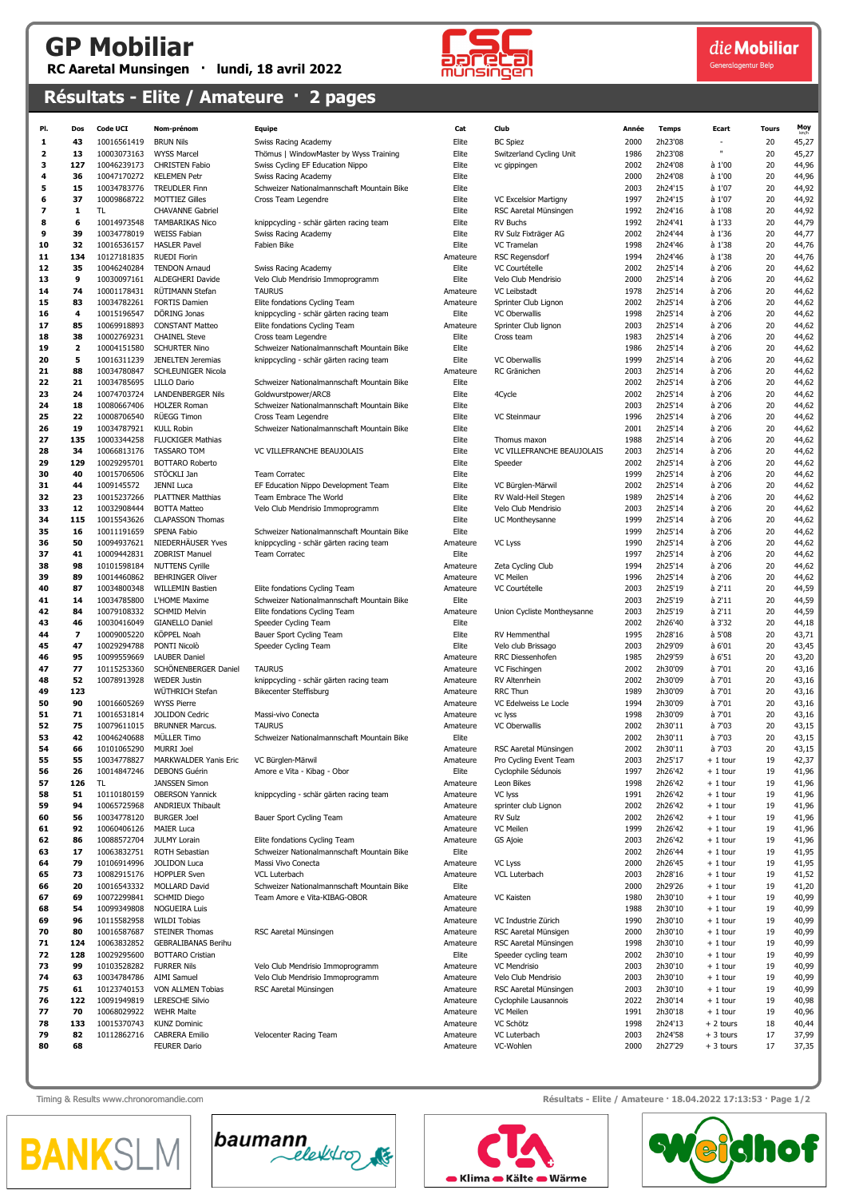# GP Mobiliar

**RC Aaretal Munsingen · lundi, 18 avril 2022**

die Mobiliar
Generalagentur Belp

## Résultats - Elite / Amateure · 2 pages

| Pl. | Dos | Code UCI | Nom-prénom | Equipe | Cat | Club | Année | Temps | Ecart | Tours | Moy km/h |
|---|---|---|---|---|---|---|---|---|---|---|---|
| 1 | 43 | 10016561419 | BRUN Nils | Swiss Racing Academy | Elite | BC Spiez | 2000 | 2h23'08 | - | 20 | 45,27 |
| 2 | 13 | 10003073163 | WYSS Marcel | Thömus \| WindowMaster by Wyss Training | Elite | Switzerland Cycling Unit | 1986 | 2h23'08 | " | 20 | 45,27 |
| 3 | 127 | 10046239173 | CHRISTEN Fabio | Swiss Cycling EF Education Nippo | Elite | vc gippingen | 2002 | 2h24'08 | à 1'00 | 20 | 44,96 |
| 4 | 36 | 10047170272 | KELEMEN Petr | Swiss Racing Academy | Elite | | 2000 | 2h24'08 | à 1'00 | 20 | 44,96 |
| 5 | 15 | 10034783776 | TREUDLER Finn | Schweizer Nationalmannschaft Mountain Bike | Elite | | 2003 | 2h24'15 | à 1'07 | 20 | 44,92 |
| 6 | 37 | 10009868722 | MOTTIEZ Gilles | Cross Team Legendre | Elite | VC Excelsior Martigny | 1997 | 2h24'15 | à 1'07 | 20 | 44,92 |
| 7 | 1 | TL | CHAVANNE Gabriel | | Elite | RSC Aaretal Münsingen | 1992 | 2h24'16 | à 1'08 | 20 | 44,92 |
| 8 | 6 | 10014973548 | TAMBARIKAS Nico | knippcycling - schär gärten racing team | Elite | RV Buchs | 1992 | 2h24'41 | à 1'33 | 20 | 44,79 |
| 9 | 39 | 10034778019 | WEISS Fabian | Swiss Racing Academy | Elite | RV Sulz Fixträger AG | 2002 | 2h24'44 | à 1'36 | 20 | 44,77 |
| 10 | 32 | 10016536157 | HASLER Pavel | Fabien Bike | Elite | VC Tramelan | 1998 | 2h24'46 | à 1'38 | 20 | 44,76 |
| 11 | 134 | 10127181835 | RUEDI Fiorin | | Amateure | RSC Regensdorf | 1994 | 2h24'46 | à 1'38 | 20 | 44,76 |
| 12 | 35 | 10046240284 | TENDON Arnaud | Swiss Racing Academy | Elite | VC Courtételle | 2002 | 2h25'14 | à 2'06 | 20 | 44,62 |
| 13 | 9 | 10030097161 | ALDEGHERI Davide | Velo Club Mendrisio Immoprogramm | Elite | Velo Club Mendrisio | 2000 | 2h25'14 | à 2'06 | 20 | 44,62 |
| 14 | 74 | 10001178431 | RÜTIMANN Stefan | TAURUS | Amateure | VC Leibstadt | 1978 | 2h25'14 | à 2'06 | 20 | 44,62 |
| 15 | 83 | 10034782261 | FORTIS Damien | Elite fondations Cycling Team | Amateure | Sprinter Club Lignon | 2002 | 2h25'14 | à 2'06 | 20 | 44,62 |
| 16 | 4 | 10015196547 | DÖRING Jonas | knippcycling - schär gärten racing team | Elite | VC Oberwallis | 1998 | 2h25'14 | à 2'06 | 20 | 44,62 |
| 17 | 85 | 10069918893 | CONSTANT Matteo | Elite fondations Cycling Team | Amateure | Sprinter Club lignon | 2003 | 2h25'14 | à 2'06 | 20 | 44,62 |
| 18 | 38 | 10002769231 | CHAINEL Steve | Cross team Legendre | Elite | Cross team | 1983 | 2h25'14 | à 2'06 | 20 | 44,62 |
| 19 | 2 | 10004151580 | SCHURTER Nino | Schweizer Nationalmannschaft Mountain Bike | Elite | | 1986 | 2h25'14 | à 2'06 | 20 | 44,62 |
| 20 | 5 | 10016311239 | JENELTEN Jeremias | knippcycling - schär gärten racing team | Elite | VC Oberwallis | 1999 | 2h25'14 | à 2'06 | 20 | 44,62 |
| 21 | 88 | 10034780847 | SCHLEUNIGER Nicola | | Amateure | RC Gränichen | 2003 | 2h25'14 | à 2'06 | 20 | 44,62 |
| 22 | 21 | 10034785695 | LILLO Dario | Schweizer Nationalmannschaft Mountain Bike | Elite | | 2002 | 2h25'14 | à 2'06 | 20 | 44,62 |
| 23 | 24 | 10074703724 | LANDENBERGER Nils | Goldwurstpower/ARC8 | Elite | 4Cycle | 2002 | 2h25'14 | à 2'06 | 20 | 44,62 |
| 24 | 18 | 10080667406 | HOLZER Roman | Schweizer Nationalmannschaft Mountain Bike | Elite | | 2003 | 2h25'14 | à 2'06 | 20 | 44,62 |
| 25 | 22 | 10008706540 | RÜEGG Timon | Cross Team Legendre | Elite | VC Steinmaur | 1996 | 2h25'14 | à 2'06 | 20 | 44,62 |
| 26 | 19 | 10034787921 | KULL Robin | Schweizer Nationalmannschaft Mountain Bike | Elite | | 2001 | 2h25'14 | à 2'06 | 20 | 44,62 |
| 27 | 135 | 10003344258 | FLUCKIGER Mathias | | Elite | Thomus maxon | 1988 | 2h25'14 | à 2'06 | 20 | 44,62 |
| 28 | 34 | 10066813176 | TASSARO TOM | VC VILLEFRANCHE BEAUJOLAIS | Elite | VC VILLEFRANCHE BEAUJOLAIS | 2003 | 2h25'14 | à 2'06 | 20 | 44,62 |
| 29 | 129 | 10029295701 | BOTTARO Roberto | | Elite | Speeder | 2002 | 2h25'14 | à 2'06 | 20 | 44,62 |
| 30 | 40 | 10015706506 | STÖCKLI Jan | Team Corratec | Elite | | 1999 | 2h25'14 | à 2'06 | 20 | 44,62 |
| 31 | 44 | 1009145572 | JENNI Luca | EF Education Nippo Development Team | Elite | VC Bürglen-Märwil | 2002 | 2h25'14 | à 2'06 | 20 | 44,62 |
| 32 | 23 | 10015237266 | PLATTNER Matthias | Team Embrace The World | Elite | RV Wald-Heil Stegen | 1989 | 2h25'14 | à 2'06 | 20 | 44,62 |
| 33 | 12 | 10032908444 | BOTTA Matteo | Velo Club Mendrisio Immoprogramm | Elite | Velo Club Mendrisio | 2003 | 2h25'14 | à 2'06 | 20 | 44,62 |
| 34 | 115 | 10015543626 | CLAPASSON Thomas | | Elite | UC Montheysanne | 1999 | 2h25'14 | à 2'06 | 20 | 44,62 |
| 35 | 16 | 10011191659 | SPENA Fabio | Schweizer Nationalmannschaft Mountain Bike | Elite | | 1999 | 2h25'14 | à 2'06 | 20 | 44,62 |
| 36 | 50 | 10094937621 | NIEDERHÄUSER Yves | knippcycling - schär gärten racing team | Amateure | VC Lyss | 1990 | 2h25'14 | à 2'06 | 20 | 44,62 |
| 37 | 41 | 10009442831 | ZOBRIST Manuel | Team Corratec | Elite | | 1997 | 2h25'14 | à 2'06 | 20 | 44,62 |
| 38 | 98 | 10101598184 | NUTTENS Cyrille | | Amateure | Zeta Cycling Club | 1994 | 2h25'14 | à 2'06 | 20 | 44,62 |
| 39 | 89 | 10014460862 | BEHRINGER Oliver | | Amateure | VC Meilen | 1996 | 2h25'14 | à 2'06 | 20 | 44,62 |
| 40 | 87 | 10034800348 | WILLEMIN Bastien | Elite fondations Cycling Team | Amateure | VC Courtételle | 2003 | 2h25'19 | à 2'11 | 20 | 44,59 |
| 41 | 14 | 10034785800 | L'HOME Maxime | Schweizer Nationalmannschaft Mountain Bike | Elite | | 2003 | 2h25'19 | à 2'11 | 20 | 44,59 |
| 42 | 84 | 10079108332 | SCHMID Melvin | Elite fondations Cycling Team | Amateure | Union Cycliste Montheysanne | 2003 | 2h25'19 | à 2'11 | 20 | 44,59 |
| 43 | 46 | 10030416049 | GIANELLO Daniel | Speeder Cycling Team | Elite | | 2002 | 2h26'40 | à 3'32 | 20 | 44,18 |
| 44 | 7 | 10009005220 | KÖPPEL Noah | Bauer Sport Cycling Team | Elite | RV Hemmenthal | 1995 | 2h28'16 | à 5'08 | 20 | 43,71 |
| 45 | 47 | 10029294788 | PONTI Nicolò | Speeder Cycling Team | Elite | Velo club Brissago | 2003 | 2h29'09 | à 6'01 | 20 | 43,45 |
| 46 | 95 | 10099559669 | LAUBER Daniel | | Amateure | RRC Diessenhofen | 1985 | 2h29'59 | à 6'51 | 20 | 43,20 |
| 47 | 77 | 10115253360 | SCHÖNENBERGER Daniel | TAURUS | Amateure | VC Fischingen | 2002 | 2h30'09 | à 7'01 | 20 | 43,16 |
| 48 | 52 | 10078913928 | WEDER Justin | knippcycling - schär gärten racing team | Amateure | RV Altenrhein | 2002 | 2h30'09 | à 7'01 | 20 | 43,16 |
| 49 | 123 | | WÜTHRICH Stefan | Bikecenter Steffisburg | Amateure | RRC Thun | 1989 | 2h30'09 | à 7'01 | 20 | 43,16 |
| 50 | 90 | 10016605269 | WYSS Pierre | | Amateure | VC Edelweiss Le Locle | 1994 | 2h30'09 | à 7'01 | 20 | 43,16 |
| 51 | 71 | 10016531814 | JOLIDON Cedric | Massi-vivo Conecta | Amateure | vc lyss | 1998 | 2h30'09 | à 7'01 | 20 | 43,16 |
| 52 | 75 | 10079611015 | BRUNNER Marcus. | TAURUS | Amateure | VC Oberwallis | 2002 | 2h30'11 | à 7'03 | 20 | 43,15 |
| 53 | 42 | 10046240688 | MÜLLER Timo | Schweizer Nationalmannschaft Mountain Bike | Elite | | 2002 | 2h30'11 | à 7'03 | 20 | 43,15 |
| 54 | 66 | 10101065290 | MURRI Joel | | Amateure | RSC Aaretal Münsingen | 2002 | 2h30'11 | à 7'03 | 20 | 43,15 |
| 55 | 55 | 10034778827 | MARKWALDER Yanis Eric | VC Bürglen-Märwil | Amateure | Pro Cycling Event Team | 2003 | 2h25'17 | + 1 tour | 19 | 42,37 |
| 56 | 26 | 10014847246 | DEBONS Guérin | Amore e Vita - Kibag - Obor | Elite | Cyclophile Sédunois | 1997 | 2h26'42 | + 1 tour | 19 | 41,96 |
| 57 | 126 | TL | JANSSEN Simon | | Amateure | Leon Bikes | 1998 | 2h26'42 | + 1 tour | 19 | 41,96 |
| 58 | 51 | 10110180159 | OBERSON Yannick | knippcycling - schär gärten racing team | Amateure | VC lyss | 1991 | 2h26'42 | + 1 tour | 19 | 41,96 |
| 59 | 94 | 10065725968 | ANDRIEUX Thibault | | Amateure | sprinter club Lignon | 2002 | 2h26'42 | + 1 tour | 19 | 41,96 |
| 60 | 56 | 10034778120 | BURGER Joel | Bauer Sport Cycling Team | Amateure | RV Sulz | 2002 | 2h26'42 | + 1 tour | 19 | 41,96 |
| 61 | 92 | 10060406126 | MAIER Luca | | Amateure | VC Meilen | 1999 | 2h26'42 | + 1 tour | 19 | 41,96 |
| 62 | 86 | 10088572704 | JULMY Lorain | Elite fondations Cycling Team | Amateure | GS Ajoie | 2003 | 2h26'42 | + 1 tour | 19 | 41,96 |
| 63 | 17 | 10063832751 | ROTH Sebastian | Schweizer Nationalmannschaft Mountain Bike | Elite | | 2002 | 2h26'44 | + 1 tour | 19 | 41,95 |
| 64 | 79 | 10106914996 | JOLIDON Luca | Massi Vivo Conecta | Amateure | VC Lyss | 2000 | 2h26'45 | + 1 tour | 19 | 41,95 |
| 65 | 73 | 10082915176 | HOPPLER Sven | VCL Luterbach | Amateure | VCL Luterbach | 2003 | 2h28'16 | + 1 tour | 19 | 41,52 |
| 66 | 20 | 10016543332 | MOLLARD David | Schweizer Nationalmannschaft Mountain Bike | Elite | | 2000 | 2h29'26 | + 1 tour | 19 | 41,20 |
| 67 | 69 | 10072299841 | SCHMID Diego | Team Amore e Vita-KIBAG-OBOR | Amateure | VC Kaisten | 1980 | 2h30'10 | + 1 tour | 19 | 40,99 |
| 68 | 54 | 10099349808 | NOGUEIRA Luis | | Amateure | | 1988 | 2h30'10 | + 1 tour | 19 | 40,99 |
| 69 | 96 | 10115582958 | WILDI Tobias | | Amateure | VC Industrie Zürich | 1990 | 2h30'10 | + 1 tour | 19 | 40,99 |
| 70 | 80 | 10016587687 | STEINER Thomas | RSC Aaretal Münsingen | Amateure | RSC Aaretal Münsigen | 2000 | 2h30'10 | + 1 tour | 19 | 40,99 |
| 71 | 124 | 10063832852 | GEBRALIBANAS Berihu | | Amateure | RSC Aaretal Münsingen | 1998 | 2h30'10 | + 1 tour | 19 | 40,99 |
| 72 | 128 | 10029295600 | BOTTARO Cristian | | Elite | Speeder cycling team | 2002 | 2h30'10 | + 1 tour | 19 | 40,99 |
| 73 | 99 | 10103528282 | FURRER Nils | Velo Club Mendrisio Immoprogramm | Amateure | VC Mendrisio | 2003 | 2h30'10 | + 1 tour | 19 | 40,99 |
| 74 | 63 | 10034784786 | AIMI Samuel | Velo Club Mendrisio Immoprogramm | Amateure | Velo Club Mendrisio | 2003 | 2h30'10 | + 1 tour | 19 | 40,99 |
| 75 | 61 | 10123740153 | VON ALLMEN Tobias | RSC Aaretal Münsingen | Amateure | RSC Aaretal Münsingen | 2003 | 2h30'10 | + 1 tour | 19 | 40,99 |
| 76 | 122 | 10091949819 | LERESCHE Silvio | | Amateure | Cyclophile Lausannois | 2022 | 2h30'14 | + 1 tour | 19 | 40,98 |
| 77 | 70 | 10068029922 | WEHR Malte | | Amateure | VC Meilen | 1991 | 2h30'18 | + 1 tour | 19 | 40,96 |
| 78 | 133 | 10015370743 | KUNZ Dominic | | Amateure | VC Schötz | 1998 | 2h24'13 | + 2 tours | 18 | 40,44 |
| 79 | 82 | 10112862716 | CABRERA Emilio | Velocenter Racing Team | Amateure | VC Luterbach | 2003 | 2h24'58 | + 3 tours | 17 | 37,99 |
| 80 | 68 | | FEURER Dario | | Amateure | VC-Wohlen | 2000 | 2h27'29 | + 3 tours | 17 | 37,35 |

Timing & Results www.chronoromandie.com

Résultats - Elite / Amateure · 18.04.2022 17:13:53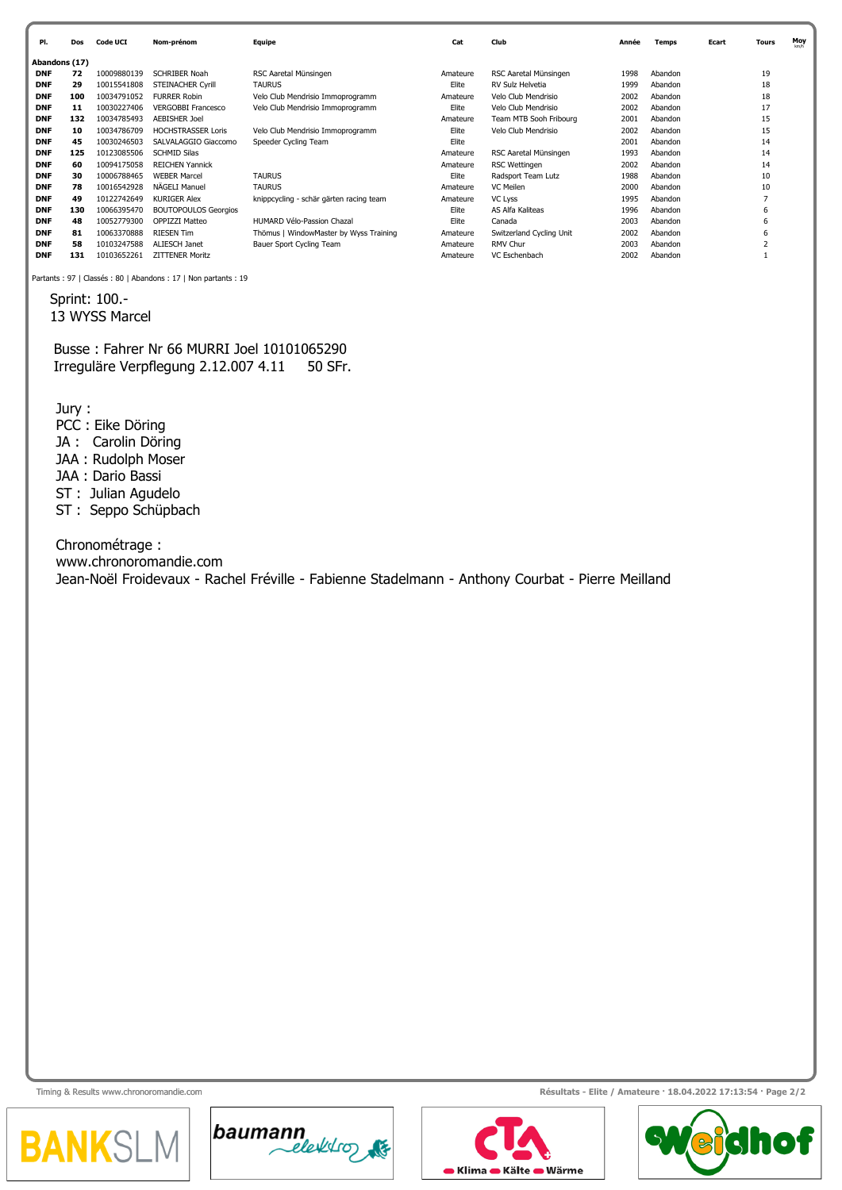| Pl. | Dos | Code UCI | Nom-prénom | Equipe | Cat | Club | Année | Temps | Ecart | Tours | Moy km/h |
|---|---|---|---|---|---|---|---|---|---|---|---|
| **Abandons (17)** | | | | | | | | | | | |
| **DNF** | **72** | 10009880139 | SCHRIBER Noah | RSC Aaretal Münsingen | Amateure | RSC Aaretal Münsingen | 1998 | Abandon | | 19 | |
| **DNF** | **29** | 10015541808 | STEINACHER Cyrill | TAURUS | Elite | RV Sulz Helvetia | 1999 | Abandon | | 18 | |
| **DNF** | **100** | 10034791052 | FURRER Robin | Velo Club Mendrisio Immoprogramm | Amateure | Velo Club Mendrisio | 2002 | Abandon | | 18 | |
| **DNF** | **11** | 10030227406 | VERGOBBI Francesco | Velo Club Mendrisio Immoprogramm | Elite | Velo Club Mendrisio | 2002 | Abandon | | 17 | |
| **DNF** | **132** | 10034785493 | AEBISHER Joel | | Amateure | Team MTB Sooh Fribourg | 2001 | Abandon | | 15 | |
| **DNF** | **10** | 10034786709 | HOCHSTRASSER Loris | Velo Club Mendrisio Immoprogramm | Elite | Velo Club Mendrisio | 2002 | Abandon | | 15 | |
| **DNF** | **45** | 10030246503 | SALVALAGGIO Giaccomo | Speeder Cycling Team | Elite | | 2001 | Abandon | | 14 | |
| **DNF** | **125** | 10123085506 | SCHMID Silas | | Amateure | RSC Aaretal Münsingen | 1993 | Abandon | | 14 | |
| **DNF** | **60** | 10094175058 | REICHEN Yannick | | Amateure | RSC Wettingen | 2002 | Abandon | | 14 | |
| **DNF** | **30** | 10006788465 | WEBER Marcel | TAURUS | Elite | Radsport Team Lutz | 1988 | Abandon | | 10 | |
| **DNF** | **78** | 10016542928 | NÄGELI Manuel | TAURUS | Amateure | VC Meilen | 2000 | Abandon | | 10 | |
| **DNF** | **49** | 10122742649 | KURIGER Alex | knippcycling - schär gärten racing team | Amateure | VC Lyss | 1995 | Abandon | | 7 | |
| **DNF** | **130** | 10066395470 | BOUTOPOULOS Georgios | | Elite | AS Alfa Kaliteas | 1996 | Abandon | | 6 | |
| **DNF** | **48** | 10052779300 | OPPIZZI Matteo | HUMARD Vélo-Passion Chazal | Elite | Canada | 2003 | Abandon | | 6 | |
| **DNF** | **81** | 10063370888 | RIESEN Tim | Thömus \| WindowMaster by Wyss Training | Amateure | Switzerland Cycling Unit | 2002 | Abandon | | 6 | |
| **DNF** | **58** | 10103247588 | ALIESCH Janet | Bauer Sport Cycling Team | Amateure | RMV Chur | 2003 | Abandon | | 2 | |
| **DNF** | **131** | 10103652261 | ZITTENER Moritz | | Amateure | VC Eschenbach | 2002 | Abandon | | 1 | |

Partants : 97 | Classés : 80 | Abandons : 17 | Non partants : 19

Sprint: 100.-
13 WYSS Marcel

Busse : Fahrer Nr 66 MURRI Joel 10101065290
Irreguläre Verpflegung 2.12.007 4.11 50 SFr.

Jury :
PCC : Eike Döring
JA : Carolin Döring
JAA : Rudolph Moser
JAA : Dario Bassi
ST : Julian Agudelo
ST : Seppo Schüpbach

Chronométrage :
www.chronoromandie.com
Jean-Noël Froidevaux - Rachel Fréville - Fabienne Stadelmann - Anthony Courbat - Pierre Meilland

Timing & Results www.chronoromandie.com

Résultats - Elite / Amateure · 18.04.2022 17:13:54

BANKSLM

baumann elektro

CTA Klima Kälte Wärme

Weidhof